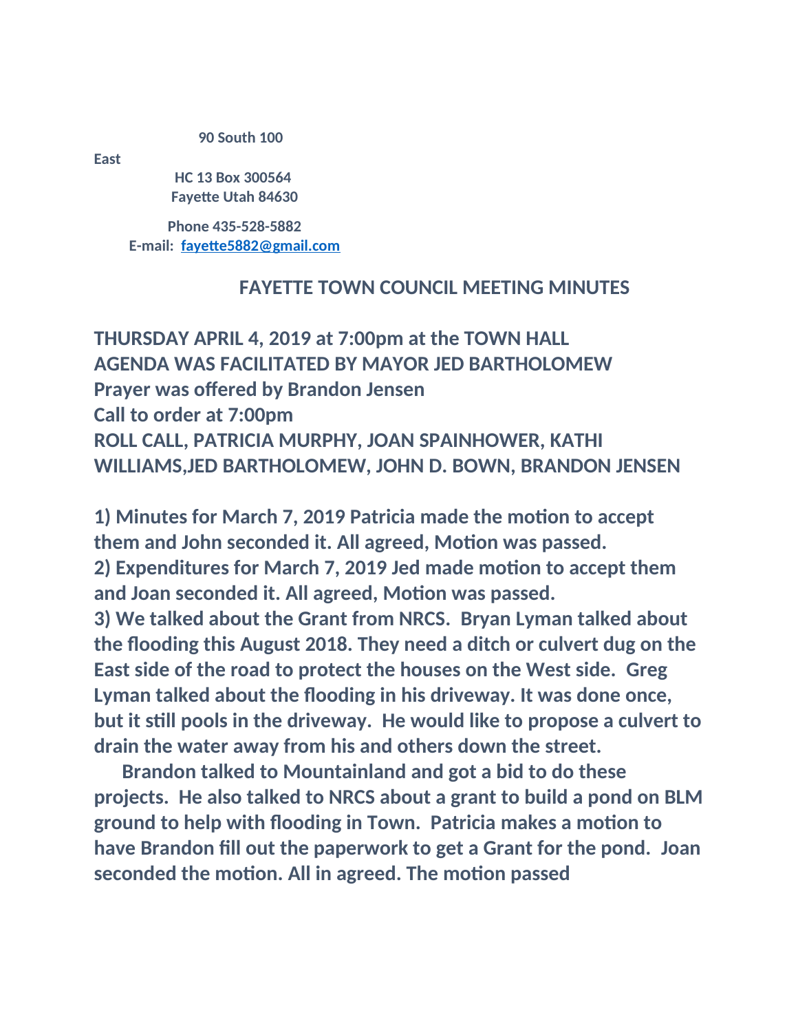**90 South 100 East**
**HC 13 Box 300564**
**Fayette Utah 84630**

**Phone 435-528-5882**
**E-mail: fayette5882@gmail.com**

# FAYETTE TOWN COUNCIL MEETING MINUTES

**THURSDAY APRIL 4, 2019 at 7:00pm at the TOWN HALL**
**AGENDA WAS FACILITATED BY MAYOR JED BARTHOLOMEW**
**Prayer was offered by Brandon Jensen**
**Call to order at 7:00pm**
**ROLL CALL, PATRICIA MURPHY, JOAN SPAINHOWER, KATHI WILLIAMS,JED BARTHOLOMEW, JOHN D. BOWN, BRANDON JENSEN**

**1) Minutes for March 7, 2019 Patricia made the motion to accept them and John seconded it. All agreed, Motion was passed.**
**2) Expenditures for March 7, 2019 Jed made motion to accept them and Joan seconded it. All agreed, Motion was passed.**
**3) We talked about the Grant from NRCS. Bryan Lyman talked about the flooding this August 2018. They need a ditch or culvert dug on the East side of the road to protect the houses on the West side. Greg Lyman talked about the flooding in his driveway. It was done once, but it still pools in the driveway. He would like to propose a culvert to drain the water away from his and others down the street.**

**Brandon talked to Mountainland and got a bid to do these projects. He also talked to NRCS about a grant to build a pond on BLM ground to help with flooding in Town. Patricia makes a motion to have Brandon fill out the paperwork to get a Grant for the pond. Joan seconded the motion. All in agreed. The motion passed**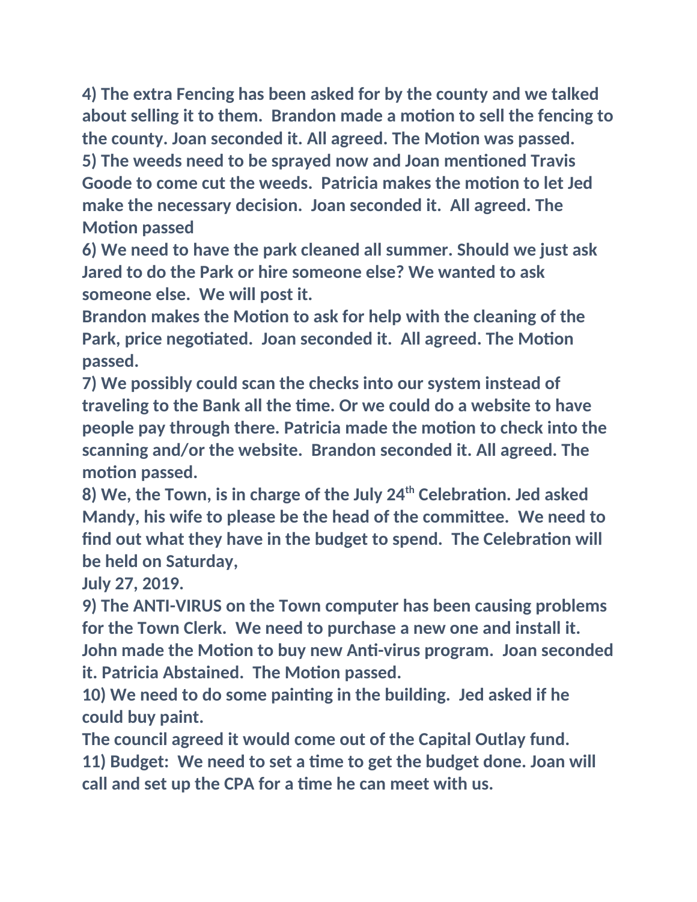**4) The extra Fencing has been asked for by the county and we talked about selling it to them. Brandon made a motion to sell the fencing to the county. Joan seconded it. All agreed. The Motion was passed.**

**5) The weeds need to be sprayed now and Joan mentioned Travis Goode to come cut the weeds. Patricia makes the motion to let Jed make the necessary decision. Joan seconded it. All agreed. The Motion passed**

**6) We need to have the park cleaned all summer. Should we just ask Jared to do the Park or hire someone else? We wanted to ask someone else. We will post it.**

**Brandon makes the Motion to ask for help with the cleaning of the Park, price negotiated. Joan seconded it. All agreed. The Motion passed.**

**7) We possibly could scan the checks into our system instead of traveling to the Bank all the time. Or we could do a website to have people pay through there. Patricia made the motion to check into the scanning and/or the website. Brandon seconded it. All agreed. The motion passed.**

**8) We, the Town, is in charge of the July 24th Celebration. Jed asked Mandy, his wife to please be the head of the committee. We need to find out what they have in the budget to spend. The Celebration will be held on Saturday,**

**July 27, 2019.**

**9) The ANTI-VIRUS on the Town computer has been causing problems for the Town Clerk. We need to purchase a new one and install it. John made the Motion to buy new Anti-virus program. Joan seconded it. Patricia Abstained. The Motion passed.**

**10) We need to do some painting in the building. Jed asked if he could buy paint.**

**The council agreed it would come out of the Capital Outlay fund.**

**11) Budget: We need to set a time to get the budget done. Joan will call and set up the CPA for a time he can meet with us.**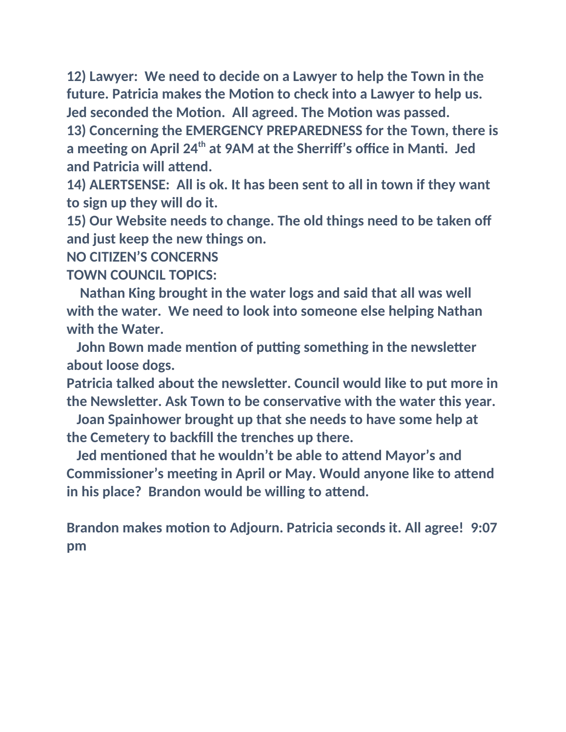**12) Lawyer: We need to decide on a Lawyer to help the Town in the future. Patricia makes the Motion to check into a Lawyer to help us. Jed seconded the Motion. All agreed. The Motion was passed.**

**13) Concerning the EMERGENCY PREPAREDNESS for the Town, there is a meeting on April 24th at 9AM at the Sherriff's office in Manti. Jed and Patricia will attend.**

**14) ALERTSENSE: All is ok. It has been sent to all in town if they want to sign up they will do it.**

**15) Our Website needs to change. The old things need to be taken off and just keep the new things on.**

**NO CITIZEN'S CONCERNS**

**TOWN COUNCIL TOPICS:**

**Nathan King brought in the water logs and said that all was well with the water. We need to look into someone else helping Nathan with the Water.**

**John Bown made mention of putting something in the newsletter about loose dogs.**

**Patricia talked about the newsletter. Council would like to put more in the Newsletter. Ask Town to be conservative with the water this year.**

**Joan Spainhower brought up that she needs to have some help at the Cemetery to backfill the trenches up there.**

**Jed mentioned that he wouldn't be able to attend Mayor's and Commissioner's meeting in April or May. Would anyone like to attend in his place? Brandon would be willing to attend.**

**Brandon makes motion to Adjourn. Patricia seconds it. All agree! 9:07 pm**